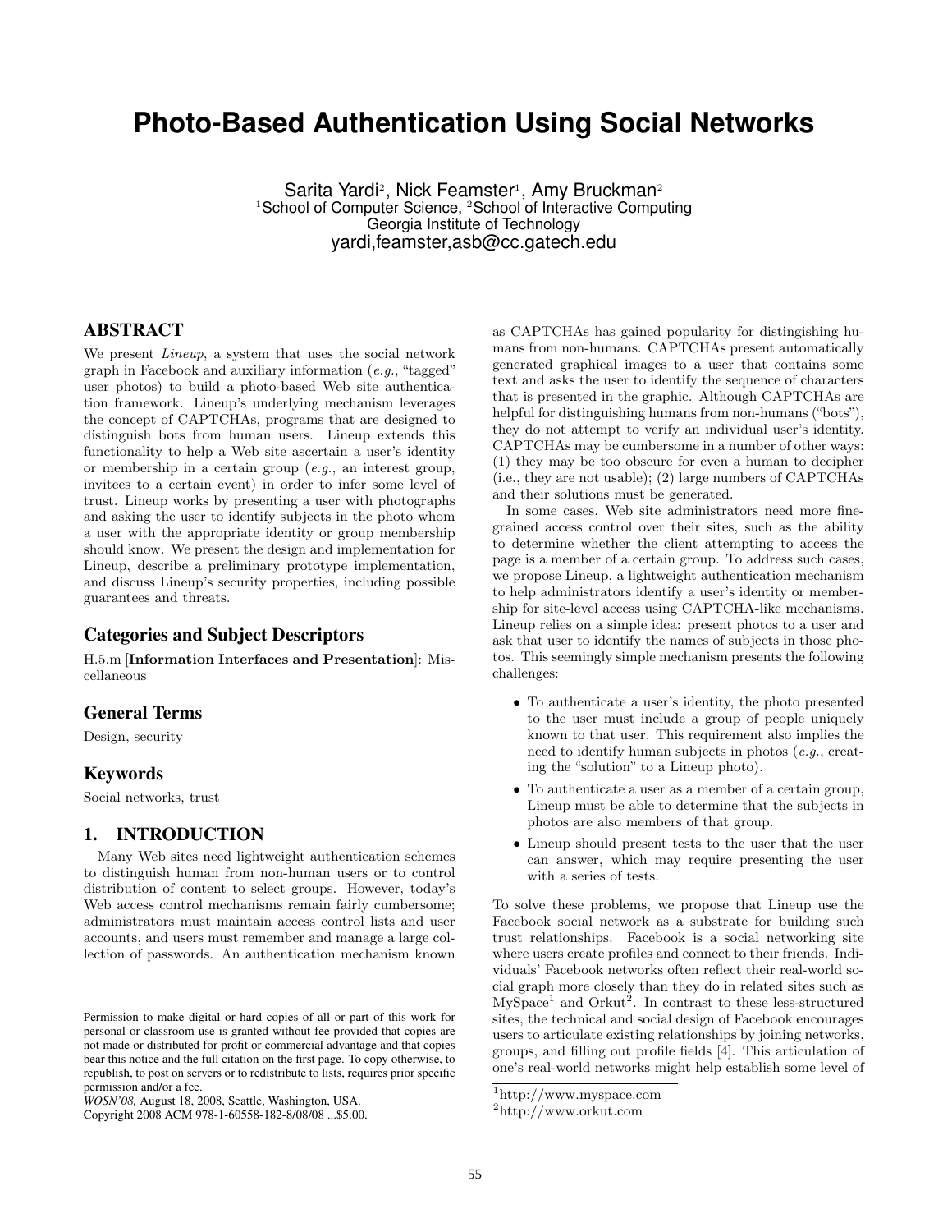# Photo-Based Authentication Using Social Networks

Sarita Yardi[2], Nick Feamster[1], Amy Bruckman[2]
[1]School of Computer Science, [2]School of Interactive Computing
Georgia Institute of Technology
yardi,feamster,asb@cc.gatech.edu

## ABSTRACT

We present *Lineup*, a system that uses the social network graph in Facebook and auxiliary information (*e.g.*, "tagged" user photos) to build a photo-based Web site authentication framework. Lineup's underlying mechanism leverages the concept of CAPTCHAs, programs that are designed to distinguish bots from human users. Lineup extends this functionality to help a Web site ascertain a user's identity or membership in a certain group (*e.g.*, an interest group, invitees to a certain event) in order to infer some level of trust. Lineup works by presenting a user with photographs and asking the user to identify subjects in the photo whom a user with the appropriate identity or group membership should know. We present the design and implementation for Lineup, describe a preliminary prototype implementation, and discuss Lineup's security properties, including possible guarantees and threats.

### Categories and Subject Descriptors

H.5.m [**Information Interfaces and Presentation**]: Miscellaneous

### General Terms

Design, security

### Keywords

Social networks, trust

## 1. INTRODUCTION

Many Web sites need lightweight authentication schemes to distinguish human from non-human users or to control distribution of content to select groups. However, today's Web access control mechanisms remain fairly cumbersome; administrators must maintain access control lists and user accounts, and users must remember and manage a large collection of passwords. An authentication mechanism known as CAPTCHAs has gained popularity for distingishing humans from non-humans. CAPTCHAs present automatically generated graphical images to a user that contains some text and asks the user to identify the sequence of characters that is presented in the graphic. Although CAPTCHAs are helpful for distinguishing humans from non-humans ("bots"), they do not attempt to verify an individual user's identity. CAPTCHAs may be cumbersome in a number of other ways: (1) they may be too obscure for even a human to decipher (i.e., they are not usable); (2) large numbers of CAPTCHAs and their solutions must be generated.

In some cases, Web site administrators need more fine-grained access control over their sites, such as the ability to determine whether the client attempting to access the page is a member of a certain group. To address such cases, we propose Lineup, a lightweight authentication mechanism to help administrators identify a user's identity or membership for site-level access using CAPTCHA-like mechanisms. Lineup relies on a simple idea: present photos to a user and ask that user to identify the names of subjects in those photos. This seemingly simple mechanism presents the following challenges:

- To authenticate a user's identity, the photo presented to the user must include a group of people uniquely known to that user. This requirement also implies the need to identify human subjects in photos (*e.g.*, creating the "solution" to a Lineup photo).
- To authenticate a user as a member of a certain group, Lineup must be able to determine that the subjects in photos are also members of that group.
- Lineup should present tests to the user that the user can answer, which may require presenting the user with a series of tests.

To solve these problems, we propose that Lineup use the Facebook social network as a substrate for building such trust relationships. Facebook is a social networking site where users create profiles and connect to their friends. Individuals' Facebook networks often reflect their real-world social graph more closely than they do in related sites such as MySpace[1] and Orkut[2]. In contrast to these less-structured sites, the technical and social design of Facebook encourages users to articulate existing relationships by joining networks, groups, and filling out profile fields [4]. This articulation of one's real-world networks might help establish some level of

[1]http://www.myspace.com
[2]http://www.orkut.com

Permission to make digital or hard copies of all or part of this work for personal or classroom use is granted without fee provided that copies are not made or distributed for profit or commercial advantage and that copies bear this notice and the full citation on the first page. To copy otherwise, to republish, to post on servers or to redistribute to lists, requires prior specific permission and/or a fee.
*WOSN'08,* August 18, 2008, Seattle, Washington, USA.
Copyright 2008 ACM 978-1-60558-182-8/08/08 ...$5.00.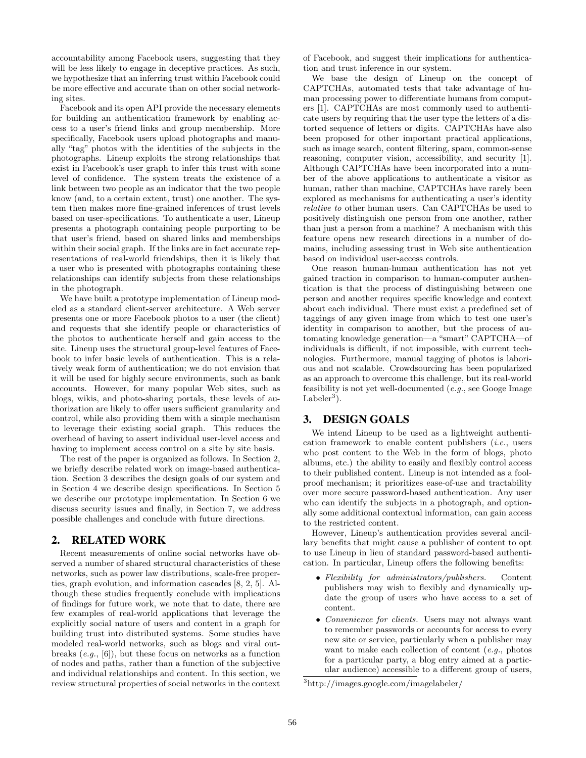accountability among Facebook users, suggesting that they will be less likely to engage in deceptive practices. As such, we hypothesize that an inferring trust within Facebook could be more effective and accurate than on other social networking sites.

Facebook and its open API provide the necessary elements for building an authentication framework by enabling access to a user's friend links and group membership. More specifically, Facebook users upload photographs and manually "tag" photos with the identities of the subjects in the photographs. Lineup exploits the strong relationships that exist in Facebook's user graph to infer this trust with some level of confidence. The system treats the existence of a link between two people as an indicator that the two people know (and, to a certain extent, trust) one another. The system then makes more fine-grained inferences of trust levels based on user-specifications. To authenticate a user, Lineup presents a photograph containing people purporting to be that user's friend, based on shared links and memberships within their social graph. If the links are in fact accurate representations of real-world friendships, then it is likely that a user who is presented with photographs containing these relationships can identify subjects from these relationships in the photograph.

We have built a prototype implementation of Lineup modeled as a standard client-server architecture. A Web server presents one or more Facebook photos to a user (the client) and requests that she identify people or characteristics of the photos to authenticate herself and gain access to the site. Lineup uses the structural group-level features of Facebook to infer basic levels of authentication. This is a relatively weak form of authentication; we do not envision that it will be used for highly secure environments, such as bank accounts. However, for many popular Web sites, such as blogs, wikis, and photo-sharing portals, these levels of authorization are likely to offer users sufficient granularity and control, while also providing them with a simple mechanism to leverage their existing social graph. This reduces the overhead of having to assert individual user-level access and having to implement access control on a site by site basis.

The rest of the paper is organized as follows. In Section 2, we briefly describe related work on image-based authentication. Section 3 describes the design goals of our system and in Section 4 we describe design specifications. In Section 5 we describe our prototype implementation. In Section 6 we discuss security issues and finally, in Section 7, we address possible challenges and conclude with future directions.

## 2. RELATED WORK

Recent measurements of online social networks have observed a number of shared structural characteristics of these networks, such as power law distributions, scale-free properties, graph evolution, and information cascades [8, 2, 5]. Although these studies frequently conclude with implications of findings for future work, we note that to date, there are few examples of real-world applications that leverage the explicitly social nature of users and content in a graph for building trust into distributed systems. Some studies have modeled real-world networks, such as blogs and viral outbreaks (*e.g.*, [6]), but these focus on networks as a function of nodes and paths, rather than a function of the subjective and individual relationships and content. In this section, we review structural properties of social networks in the context of Facebook, and suggest their implications for authentication and trust inference in our system.

We base the design of Lineup on the concept of CAPTCHAs, automated tests that take advantage of human processing power to differentiate humans from computers [1]. CAPTCHAs are most commonly used to authenticate users by requiring that the user type the letters of a distorted sequence of letters or digits. CAPTCHAs have also been proposed for other important practical applications, such as image search, content filtering, spam, common-sense reasoning, computer vision, accessibility, and security [1]. Although CAPTCHAs have been incorporated into a number of the above applications to authenticate a visitor as human, rather than machine, CAPTCHAs have rarely been explored as mechanisms for authenticating a user's identity *relative to* other human users. Can CAPTCHAs be used to positively distinguish one person from one another, rather than just a person from a machine? A mechanism with this feature opens new research directions in a number of domains, including assessing trust in Web site authentication based on individual user-access controls.

One reason human-human authentication has not yet gained traction in comparison to human-computer authentication is that the process of distinguishing between one person and another requires specific knowledge and context about each individual. There must exist a predefined set of taggings of any given image from which to test one user's identity in comparison to another, but the process of automating knowledge generation—a "smart" CAPTCHA—of individuals is difficult, if not impossible, with current technologies. Furthermore, manual tagging of photos is laborious and not scalable. Crowdsourcing has been popularized as an approach to overcome this challenge, but its real-world feasibility is not yet well-documented (*e.g.*, see Googe Image Labeler[3]).

## 3. DESIGN GOALS

We intend Lineup to be used as a lightweight authentication framework to enable content publishers (*i.e.*, users who post content to the Web in the form of blogs, photo albums, etc.) the ability to easily and flexibly control access to their published content. Lineup is not intended as a foolproof mechanism; it prioritizes ease-of-use and tractability over more secure password-based authentication. Any user who can identify the subjects in a photograph, and optionally some additional contextual information, can gain access to the restricted content.

However, Lineup's authentication provides several ancillary benefits that might cause a publisher of content to opt to use Lineup in lieu of standard password-based authentication. In particular, Lineup offers the following benefits:

- *Flexibility for administrators/publishers.* Content publishers may wish to flexibly and dynamically update the group of users who have access to a set of content.
- *Convenience for clients.* Users may not always want to remember passwords or accounts for access to every new site or service, particularly when a publisher may want to make each collection of content (*e.g.*, photos for a particular party, a blog entry aimed at a particular audience) accessible to a different group of users,

[3] http://images.google.com/imagelabeler/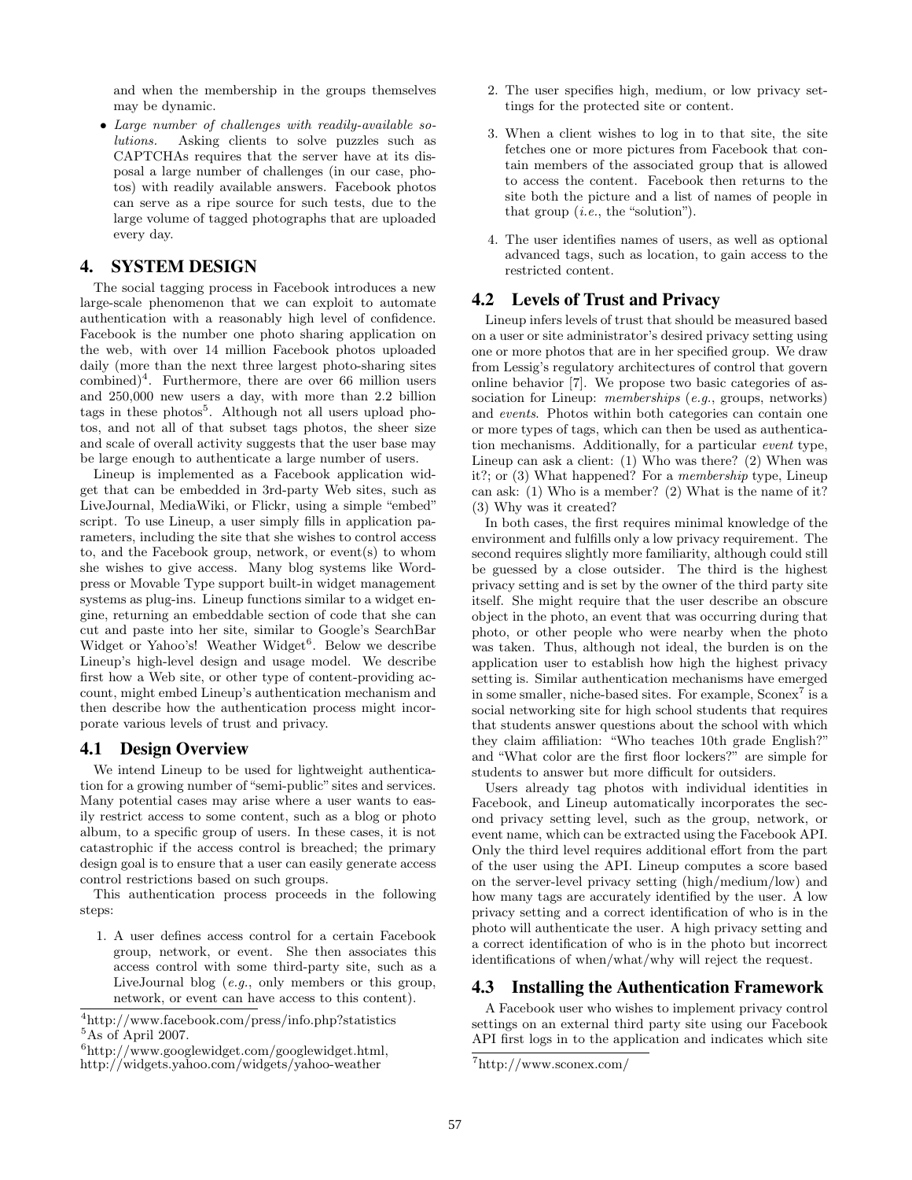and when the membership in the groups themselves may be dynamic.

- *Large number of challenges with readily-available solutions.* Asking clients to solve puzzles such as CAPTCHAs requires that the server have at its disposal a large number of challenges (in our case, photos) with readily available answers. Facebook photos can serve as a ripe source for such tests, due to the large volume of tagged photographs that are uploaded every day.

# 4. SYSTEM DESIGN

The social tagging process in Facebook introduces a new large-scale phenomenon that we can exploit to automate authentication with a reasonably high level of confidence. Facebook is the number one photo sharing application on the web, with over 14 million Facebook photos uploaded daily (more than the next three largest photo-sharing sites combined)[4]. Furthermore, there are over 66 million users and 250,000 new users a day, with more than 2.2 billion tags in these photos[5]. Although not all users upload photos, and not all of that subset tags photos, the sheer size and scale of overall activity suggests that the user base may be large enough to authenticate a large number of users.

Lineup is implemented as a Facebook application widget that can be embedded in 3rd-party Web sites, such as LiveJournal, MediaWiki, or Flickr, using a simple "embed" script. To use Lineup, a user simply fills in application parameters, including the site that she wishes to control access to, and the Facebook group, network, or event(s) to whom she wishes to give access. Many blog systems like Wordpress or Movable Type support built-in widget management systems as plug-ins. Lineup functions similar to a widget engine, returning an embeddable section of code that she can cut and paste into her site, similar to Google's SearchBar Widget or Yahoo's! Weather Widget[6]. Below we describe Lineup's high-level design and usage model. We describe first how a Web site, or other type of content-providing account, might embed Lineup's authentication mechanism and then describe how the authentication process might incorporate various levels of trust and privacy.

## 4.1 Design Overview

We intend Lineup to be used for lightweight authentication for a growing number of "semi-public" sites and services. Many potential cases may arise where a user wants to easily restrict access to some content, such as a blog or photo album, to a specific group of users. In these cases, it is not catastrophic if the access control is breached; the primary design goal is to ensure that a user can easily generate access control restrictions based on such groups.

This authentication process proceeds in the following steps:

1. A user defines access control for a certain Facebook group, network, or event. She then associates this access control with some third-party site, such as a LiveJournal blog (*e.g.*, only members or this group, network, or event can have access to this content).
2. The user specifies high, medium, or low privacy settings for the protected site or content.
3. When a client wishes to log in to that site, the site fetches one or more pictures from Facebook that contain members of the associated group that is allowed to access the content. Facebook then returns to the site both the picture and a list of names of people in that group (*i.e.*, the "solution").
4. The user identifies names of users, as well as optional advanced tags, such as location, to gain access to the restricted content.

## 4.2 Levels of Trust and Privacy

Lineup infers levels of trust that should be measured based on a user or site administrator's desired privacy setting using one or more photos that are in her specified group. We draw from Lessig's regulatory architectures of control that govern online behavior [7]. We propose two basic categories of association for Lineup: *memberships* (*e.g.*, groups, networks) and *events*. Photos within both categories can contain one or more types of tags, which can then be used as authentication mechanisms. Additionally, for a particular *event* type, Lineup can ask a client: (1) Who was there? (2) When was it?; or (3) What happened? For a *membership* type, Lineup can ask: (1) Who is a member? (2) What is the name of it? (3) Why was it created?

In both cases, the first requires minimal knowledge of the environment and fulfills only a low privacy requirement. The second requires slightly more familiarity, although could still be guessed by a close outsider. The third is the highest privacy setting and is set by the owner of the third party site itself. She might require that the user describe an obscure object in the photo, an event that was occurring during that photo, or other people who were nearby when the photo was taken. Thus, although not ideal, the burden is on the application user to establish how high the highest privacy setting is. Similar authentication mechanisms have emerged in some smaller, niche-based sites. For example, Sconex[7] is a social networking site for high school students that requires that students answer questions about the school with which they claim affiliation: "Who teaches 10th grade English?" and "What color are the first floor lockers?" are simple for students to answer but more difficult for outsiders.

Users already tag photos with individual identities in Facebook, and Lineup automatically incorporates the second privacy setting level, such as the group, network, or event name, which can be extracted using the Facebook API. Only the third level requires additional effort from the part of the user using the API. Lineup computes a score based on the server-level privacy setting (high/medium/low) and how many tags are accurately identified by the user. A low privacy setting and a correct identification of who is in the photo will authenticate the user. A high privacy setting and a correct identification of who is in the photo but incorrect identifications of when/what/why will reject the request.

## 4.3 Installing the Authentication Framework

A Facebook user who wishes to implement privacy control settings on an external third party site using our Facebook API first logs in to the application and indicates which site

[4]http://www.facebook.com/press/info.php?statistics

[5]As of April 2007.

[6]http://www.googlewidget.com/googlewidget.html, http://widgets.yahoo.com/widgets/yahoo-weather

[7]http://www.sconex.com/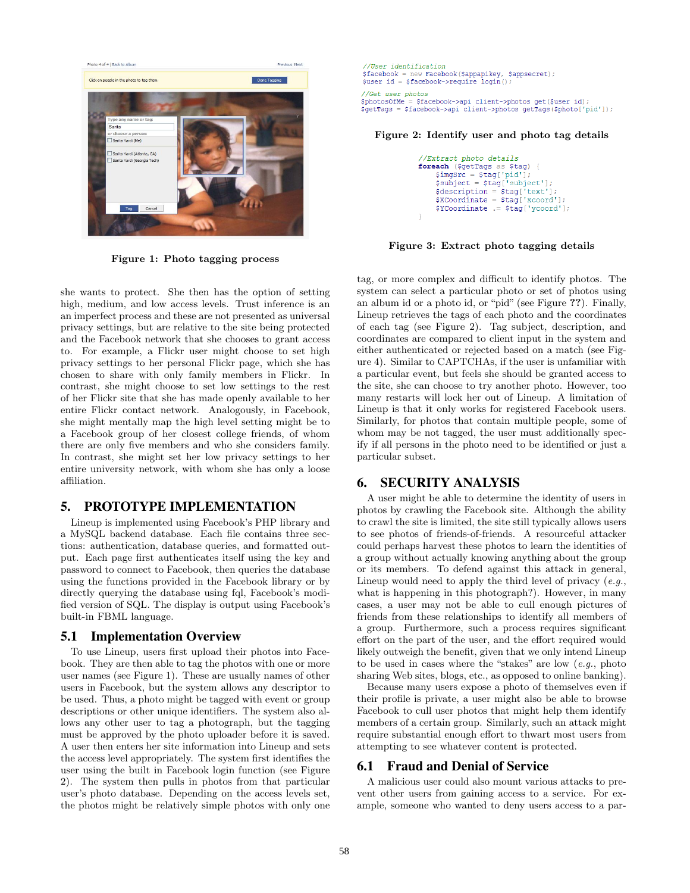Figure 1: Photo tagging process

```
//User identification
$facebook = new Facebook($appapikey, $appsecret);
$user_id = $facebook->require_login();

//Get user photos
$photosOfMe = $facebook->api_client->photos_get($user_id);
$getTags = $facebook->api_client->photos_getTags($photo['pid']);
```

Figure 2: Identify user and photo tag details

```
//Extract photo details
foreach ($getTags as $tag) {
    $imgSrc = $tag['pid'];
    $subject = $tag['subject'];
    $description = $tag['text'];
    $XCoordinate = $tag['xcoord'];
    $YCoordinate .= $tag['ycoord'];
}
```

Figure 3: Extract photo tagging details

she wants to protect. She then has the option of setting high, medium, and low access levels. Trust inference is an an imperfect process and these are not presented as universal privacy settings, but are relative to the site being protected and the Facebook network that she chooses to grant access to. For example, a Flickr user might choose to set high privacy settings to her personal Flickr page, which she has chosen to share with only family members in Flickr. In contrast, she might choose to set low settings to the rest of her Flickr site that she has made openly available to her entire Flickr contact network. Analogously, in Facebook, she might mentally map the high level setting might be to a Facebook group of her closest college friends, of whom there are only five members and who she considers family. In contrast, she might set her low privacy settings to her entire university network, with whom she has only a loose affiliation.

## 5. PROTOTYPE IMPLEMENTATION

Lineup is implemented using Facebook's PHP library and a MySQL backend database. Each file contains three sections: authentication, database queries, and formatted output. Each page first authenticates itself using the key and password to connect to Facebook, then queries the database using the functions provided in the Facebook library or by directly querying the database using fql, Facebook's modified version of SQL. The display is output using Facebook's built-in FBML language.

### 5.1 Implementation Overview

To use Lineup, users first upload their photos into Facebook. They are then able to tag the photos with one or more user names (see Figure 1). These are usually names of other users in Facebook, but the system allows any descriptor to be used. Thus, a photo might be tagged with event or group descriptions or other unique identifiers. The system also allows any other user to tag a photograph, but the tagging must be approved by the photo uploader before it is saved. A user then enters her site information into Lineup and sets the access level appropriately. The system first identifies the user using the built in Facebook login function (see Figure 2). The system then pulls in photos from that particular user's photo database. Depending on the access levels set, the photos might be relatively simple photos with only one tag, or more complex and difficult to identify photos. The system can select a particular photo or set of photos using an album id or a photo id, or "pid" (see Figure ??). Finally, Lineup retrieves the tags of each photo and the coordinates of each tag (see Figure 2). Tag subject, description, and coordinates are compared to client input in the system and either authenticated or rejected based on a match (see Figure 4). Similar to CAPTCHAs, if the user is unfamiliar with a particular event, but feels she should be granted access to the site, she can choose to try another photo. However, too many restarts will lock her out of Lineup. A limitation of Lineup is that it only works for registered Facebook users. Similarly, for photos that contain multiple people, some of whom may be not tagged, the user must additionally specify if all persons in the photo need to be identified or just a particular subset.

## 6. SECURITY ANALYSIS

A user might be able to determine the identity of users in photos by crawling the Facebook site. Although the ability to crawl the site is limited, the site still typically allows users to see photos of friends-of-friends. A resourceful attacker could perhaps harvest these photos to learn the identities of a group without actually knowing anything about the group or its members. To defend against this attack in general, Lineup would need to apply the third level of privacy (*e.g.*, what is happening in this photograph?). However, in many cases, a user may not be able to cull enough pictures of friends from these relationships to identify all members of a group. Furthermore, such a process requires significant effort on the part of the user, and the effort required would likely outweigh the benefit, given that we only intend Lineup to be used in cases where the "stakes" are low (*e.g.*, photo sharing Web sites, blogs, etc., as opposed to online banking).

Because many users expose a photo of themselves even if their profile is private, a user might also be able to browse Facebook to cull user photos that might help them identify members of a certain group. Similarly, such an attack might require substantial enough effort to thwart most users from attempting to see whatever content is protected.

### 6.1 Fraud and Denial of Service

A malicious user could also mount various attacks to prevent other users from gaining access to a service. For example, someone who wanted to deny users access to a par-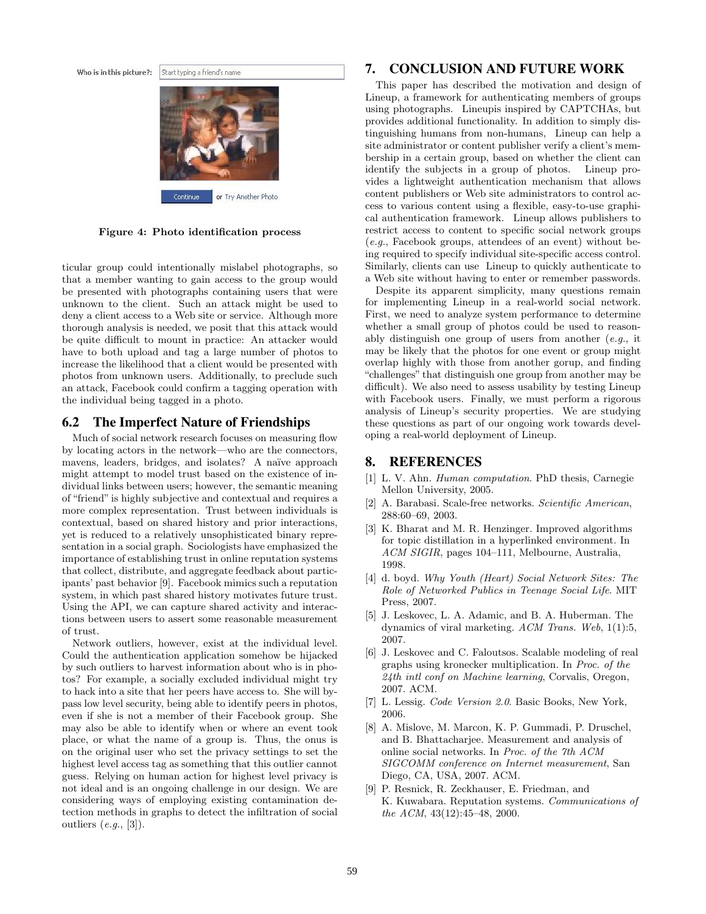Who is in this picture?: Start typing a friend's name

Continue or Try Another Photo

**Figure 4: Photo identification process**

ticular group could intentionally mislabel photographs, so that a member wanting to gain access to the group would be presented with photographs containing users that were unknown to the client. Such an attack might be used to deny a client access to a Web site or service. Although more thorough analysis is needed, we posit that this attack would be quite difficult to mount in practice: An attacker would have to both upload and tag a large number of photos to increase the likelihood that a client would be presented with photos from unknown users. Additionally, to preclude such an attack, Facebook could confirm a tagging operation with the individual being tagged in a photo.

## 6.2 The Imperfect Nature of Friendships

Much of social network research focuses on measuring flow by locating actors in the network—who are the connectors, mavens, leaders, bridges, and isolates? A naïve approach might attempt to model trust based on the existence of individual links between users; however, the semantic meaning of "friend" is highly subjective and contextual and requires a more complex representation. Trust between individuals is contextual, based on shared history and prior interactions, yet is reduced to a relatively unsophisticated binary representation in a social graph. Sociologists have emphasized the importance of establishing trust in online reputation systems that collect, distribute, and aggregate feedback about participants' past behavior [9]. Facebook mimics such a reputation system, in which past shared history motivates future trust. Using the API, we can capture shared activity and interactions between users to assert some reasonable measurement of trust.

Network outliers, however, exist at the individual level. Could the authentication application somehow be hijacked by such outliers to harvest information about who is in photos? For example, a socially excluded individual might try to hack into a site that her peers have access to. She will bypass low level security, being able to identify peers in photos, even if she is not a member of their Facebook group. She may also be able to identify when or where an event took place, or what the name of a group is. Thus, the onus is on the original user who set the privacy settings to set the highest level access tag as something that this outlier cannot guess. Relying on human action for highest level privacy is not ideal and is an ongoing challenge in our design. We are considering ways of employing existing contamination detection methods in graphs to detect the infiltration of social outliers (*e.g.*, [3]).

# 7. CONCLUSION AND FUTURE WORK

This paper has described the motivation and design of Lineup, a framework for authenticating members of groups using photographs. Lineupis inspired by CAPTCHAs, but provides additional functionality. In addition to simply distinguishing humans from non-humans, Lineup can help a site administrator or content publisher verify a client's membership in a certain group, based on whether the client can identify the subjects in a group of photos. Lineup provides a lightweight authentication mechanism that allows content publishers or Web site administrators to control access to various content using a flexible, easy-to-use graphical authentication framework. Lineup allows publishers to restrict access to content to specific social network groups (*e.g.*, Facebook groups, attendees of an event) without being required to specify individual site-specific access control. Similarly, clients can use Lineup to quickly authenticate to a Web site without having to enter or remember passwords.

Despite its apparent simplicity, many questions remain for implementing Lineup in a real-world social network. First, we need to analyze system performance to determine whether a small group of photos could be used to reasonably distinguish one group of users from another (*e.g.*, it may be likely that the photos for one event or group might overlap highly with those from another gorup, and finding "challenges" that distinguish one group from another may be difficult). We also need to assess usability by testing Lineup with Facebook users. Finally, we must perform a rigorous analysis of Lineup's security properties. We are studying these questions as part of our ongoing work towards developing a real-world deployment of Lineup.

# 8. REFERENCES

[1] L. V. Ahn. *Human computation*. PhD thesis, Carnegie Mellon University, 2005.

[2] A. Barabasi. Scale-free networks. *Scientific American*, 288:60–69, 2003.

[3] K. Bharat and M. R. Henzinger. Improved algorithms for topic distillation in a hyperlinked environment. In *ACM SIGIR*, pages 104–111, Melbourne, Australia, 1998.

[4] d. boyd. *Why Youth (Heart) Social Network Sites: The Role of Networked Publics in Teenage Social Life*. MIT Press, 2007.

[5] J. Leskovec, L. A. Adamic, and B. A. Huberman. The dynamics of viral marketing. *ACM Trans. Web*, 1(1):5, 2007.

[6] J. Leskovec and C. Faloutsos. Scalable modeling of real graphs using kronecker multiplication. In *Proc. of the 24th intl conf on Machine learning*, Corvalis, Oregon, 2007. ACM.

[7] L. Lessig. *Code Version 2.0*. Basic Books, New York, 2006.

[8] A. Mislove, M. Marcon, K. P. Gummadi, P. Druschel, and B. Bhattacharjee. Measurement and analysis of online social networks. In *Proc. of the 7th ACM SIGCOMM conference on Internet measurement*, San Diego, CA, USA, 2007. ACM.

[9] P. Resnick, R. Zeckhauser, E. Friedman, and K. Kuwabara. Reputation systems. *Communications of the ACM*, 43(12):45–48, 2000.